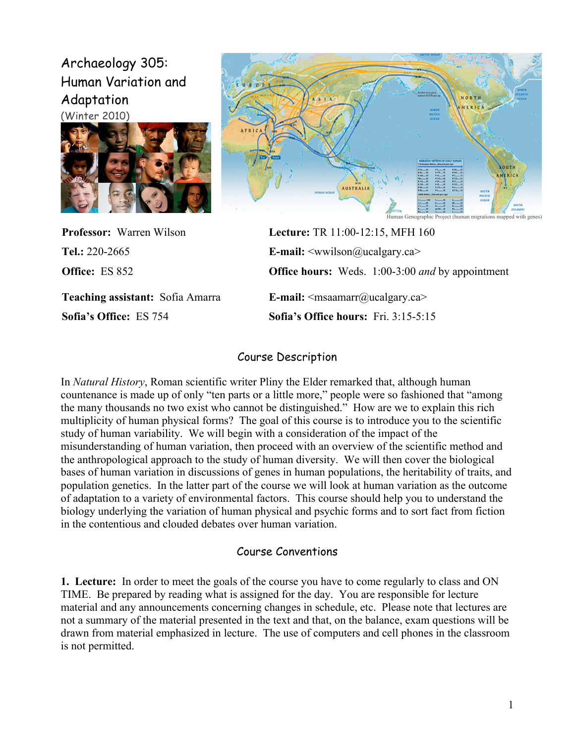# Archaeology 305: Human Variation and Adaptation

(Winter 2010)

Human Genographic Project (human migrations mapped with genes)

**Professor:** Warren Wilson

**Tel.:** 220-2665

**Office:** ES 852

**Lecture:** TR 11:00-12:15, MFH 160

**E-mail:** <wwilson@ucalgary.ca>

**Office hours:** Weds. 1:00-3:00 *and* by appointment

**Teaching assistant:** Sofia Amarra

**Sofia's Office:** ES 754

**E-mail:** <msaamarr@ucalgary.ca>

**Sofia's Office hours:** Fri. 3:15-5:15

## Course Description

In *Natural History*, Roman scientific writer Pliny the Elder remarked that, although human countenance is made up of only "ten parts or a little more," people were so fashioned that "among the many thousands no two exist who cannot be distinguished." How are we to explain this rich multiplicity of human physical forms? The goal of this course is to introduce you to the scientific study of human variability. We will begin with a consideration of the impact of the misunderstanding of human variation, then proceed with an overview of the scientific method and the anthropological approach to the study of human diversity. We will then cover the biological bases of human variation in discussions of genes in human populations, the heritability of traits, and population genetics. In the latter part of the course we will look at human variation as the outcome of adaptation to a variety of environmental factors. This course should help you to understand the biology underlying the variation of human physical and psychic forms and to sort fact from fiction in the contentious and clouded debates over human variation.

## Course Conventions

**1. Lecture:** In order to meet the goals of the course you have to come regularly to class and ON TIME. Be prepared by reading what is assigned for the day. You are responsible for lecture material and any announcements concerning changes in schedule, etc. Please note that lectures are not a summary of the material presented in the text and that, on the balance, exam questions will be drawn from material emphasized in lecture. The use of computers and cell phones in the classroom is not permitted.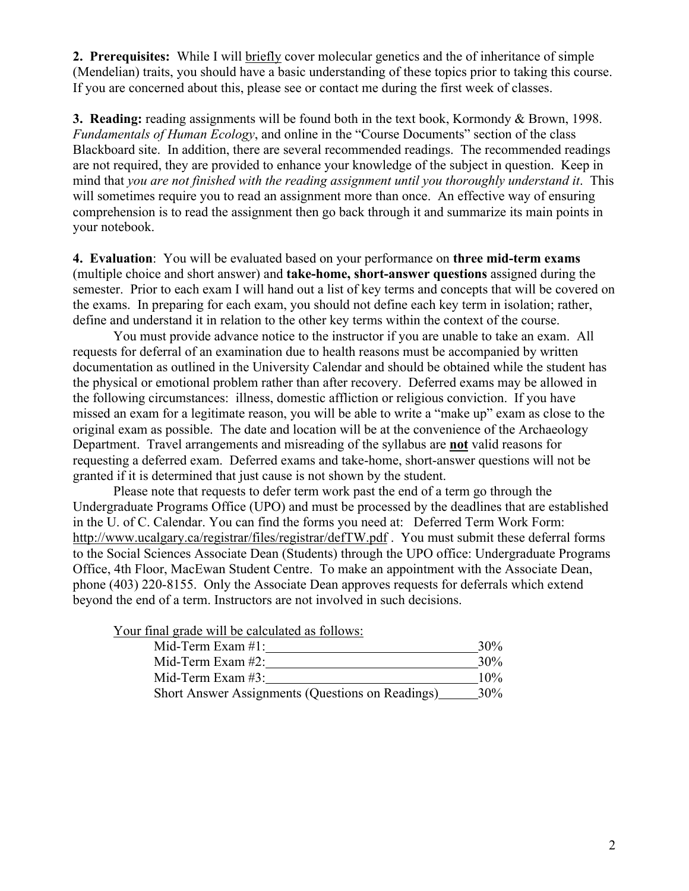**2. Prerequisites:** While I will briefly cover molecular genetics and the of inheritance of simple (Mendelian) traits, you should have a basic understanding of these topics prior to taking this course. If you are concerned about this, please see or contact me during the first week of classes.

**3. Reading:** reading assignments will be found both in the text book, Kormondy & Brown, 1998. *Fundamentals of Human Ecology*, and online in the "Course Documents" section of the class Blackboard site. In addition, there are several recommended readings. The recommended readings are not required, they are provided to enhance your knowledge of the subject in question. Keep in mind that *you are not finished with the reading assignment until you thoroughly understand it*. This will sometimes require you to read an assignment more than once. An effective way of ensuring comprehension is to read the assignment then go back through it and summarize its main points in your notebook.

**4. Evaluation**: You will be evaluated based on your performance on **three mid-term exams** (multiple choice and short answer) and **take-home, short-answer questions** assigned during the semester. Prior to each exam I will hand out a list of key terms and concepts that will be covered on the exams. In preparing for each exam, you should not define each key term in isolation; rather, define and understand it in relation to the other key terms within the context of the course.

You must provide advance notice to the instructor if you are unable to take an exam. All requests for deferral of an examination due to health reasons must be accompanied by written documentation as outlined in the University Calendar and should be obtained while the student has the physical or emotional problem rather than after recovery. Deferred exams may be allowed in the following circumstances: illness, domestic affliction or religious conviction. If you have missed an exam for a legitimate reason, you will be able to write a "make up" exam as close to the original exam as possible. The date and location will be at the convenience of the Archaeology Department. Travel arrangements and misreading of the syllabus are **not** valid reasons for requesting a deferred exam. Deferred exams and take-home, short-answer questions will not be granted if it is determined that just cause is not shown by the student.

Please note that requests to defer term work past the end of a term go through the Undergraduate Programs Office (UPO) and must be processed by the deadlines that are established in the U. of C. Calendar. You can find the forms you need at: Deferred Term Work Form: http://www.ucalgary.ca/registrar/files/registrar/defTW.pdf . You must submit these deferral forms to the Social Sciences Associate Dean (Students) through the UPO office: Undergraduate Programs Office, 4th Floor, MacEwan Student Centre. To make an appointment with the Associate Dean, phone (403) 220-8155. Only the Associate Dean approves requests for deferrals which extend beyond the end of a term. Instructors are not involved in such decisions.

Your final grade will be calculated as follows:

| Component | Weight |
| --- | --- |
| Mid-Term Exam #1: | 30% |
| Mid-Term Exam #2: | 30% |
| Mid-Term Exam #3: | 10% |
| Short Answer Assignments (Questions on Readings) | 30% |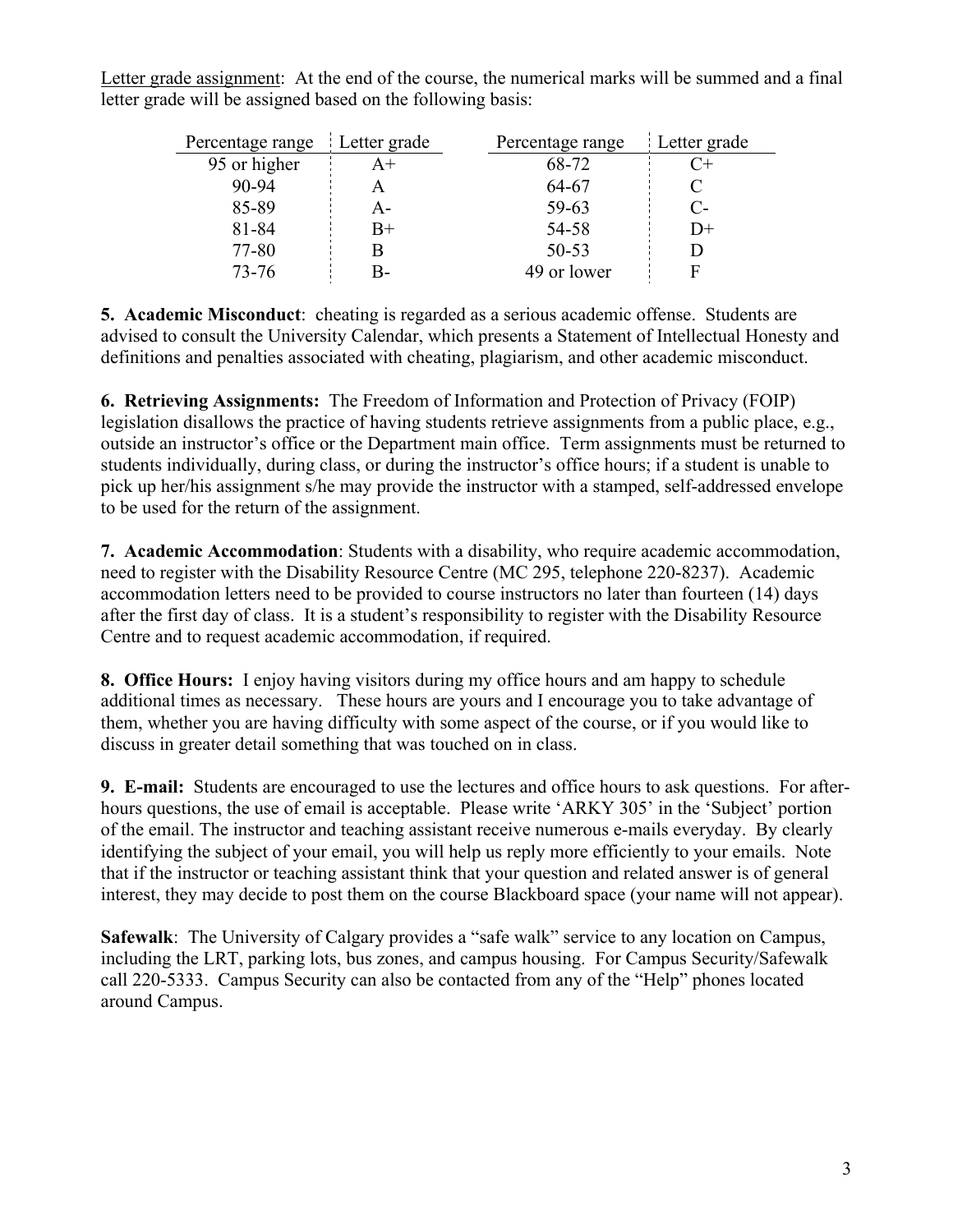<u>Letter grade assignment</u>: At the end of the course, the numerical marks will be summed and a final letter grade will be assigned based on the following basis:

| Percentage range | Letter grade | Percentage range | Letter grade |
|---|---|---|---|
| 95 or higher | A+ | 68-72 | C+ |
| 90-94 | A | 64-67 | C |
| 85-89 | A- | 59-63 | C- |
| 81-84 | B+ | 54-58 | D+ |
| 77-80 | B | 50-53 | D |
| 73-76 | B- | 49 or lower | F |

**5. Academic Misconduct**: cheating is regarded as a serious academic offense. Students are advised to consult the University Calendar, which presents a Statement of Intellectual Honesty and definitions and penalties associated with cheating, plagiarism, and other academic misconduct.

**6. Retrieving Assignments:** The Freedom of Information and Protection of Privacy (FOIP) legislation disallows the practice of having students retrieve assignments from a public place, e.g., outside an instructor's office or the Department main office. Term assignments must be returned to students individually, during class, or during the instructor's office hours; if a student is unable to pick up her/his assignment s/he may provide the instructor with a stamped, self-addressed envelope to be used for the return of the assignment.

**7. Academic Accommodation**: Students with a disability, who require academic accommodation, need to register with the Disability Resource Centre (MC 295, telephone 220-8237). Academic accommodation letters need to be provided to course instructors no later than fourteen (14) days after the first day of class. It is a student's responsibility to register with the Disability Resource Centre and to request academic accommodation, if required.

**8. Office Hours:** I enjoy having visitors during my office hours and am happy to schedule additional times as necessary. These hours are yours and I encourage you to take advantage of them, whether you are having difficulty with some aspect of the course, or if you would like to discuss in greater detail something that was touched on in class.

**9. E-mail:** Students are encouraged to use the lectures and office hours to ask questions. For after-hours questions, the use of email is acceptable. Please write 'ARKY 305' in the 'Subject' portion of the email. The instructor and teaching assistant receive numerous e-mails everyday. By clearly identifying the subject of your email, you will help us reply more efficiently to your emails. Note that if the instructor or teaching assistant think that your question and related answer is of general interest, they may decide to post them on the course Blackboard space (your name will not appear).

**Safewalk**: The University of Calgary provides a "safe walk" service to any location on Campus, including the LRT, parking lots, bus zones, and campus housing. For Campus Security/Safewalk call 220-5333. Campus Security can also be contacted from any of the "Help" phones located around Campus.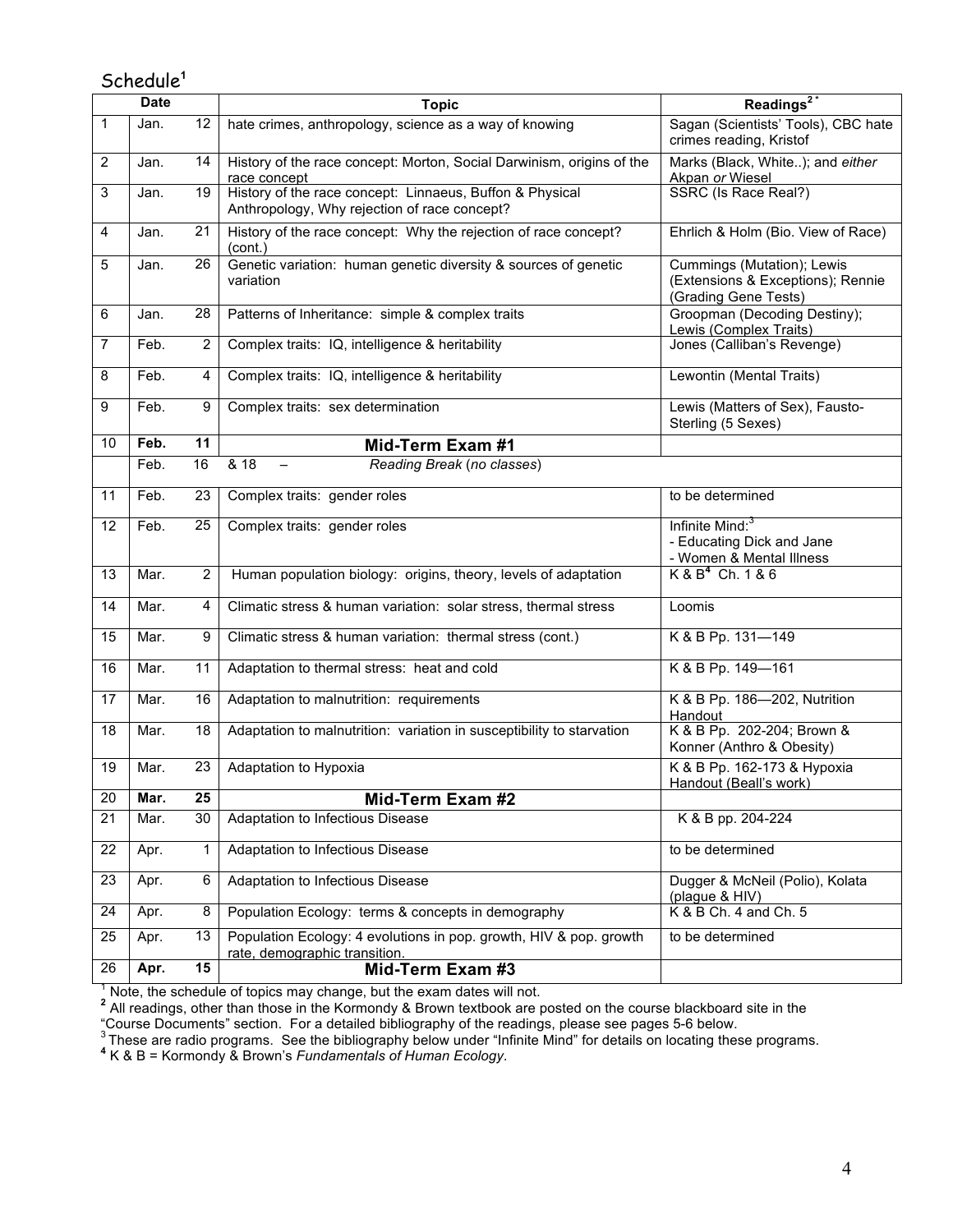## Schedule[1]

| | Date | | Topic | Readings[2 *] |
|---|---|---|---|---|
| 1 | Jan. | 12 | hate crimes, anthropology, science as a way of knowing | Sagan (Scientists' Tools), CBC hate crimes reading, Kristof |
| 2 | Jan. | 14 | History of the race concept: Morton, Social Darwinism, origins of the race concept | Marks (Black, White..); and *either* Akpan *or* Wiesel |
| 3 | Jan. | 19 | History of the race concept: Linnaeus, Buffon & Physical Anthropology, Why rejection of race concept? | SSRC (Is Race Real?) |
| 4 | Jan. | 21 | History of the race concept: Why the rejection of race concept? (cont.) | Ehrlich & Holm (Bio. View of Race) |
| 5 | Jan. | 26 | Genetic variation: human genetic diversity & sources of genetic variation | Cummings (Mutation); Lewis (Extensions & Exceptions); Rennie (Grading Gene Tests) |
| 6 | Jan. | 28 | Patterns of Inheritance: simple & complex traits | Groopman (Decoding Destiny); Lewis (Complex Traits) |
| 7 | Feb. | 2 | Complex traits: IQ, intelligence & heritability | Jones (Calliban's Revenge) |
| 8 | Feb. | 4 | Complex traits: IQ, intelligence & heritability | Lewontin (Mental Traits) |
| 9 | Feb. | 9 | Complex traits: sex determination | Lewis (Matters of Sex), Fausto-Sterling (5 Sexes) |
| 10 | **Feb.** | **11** | **Mid-Term Exam #1** | |
| | Feb. | 16 | & 18 – *Reading Break* (*no classes*) | |
| 11 | Feb. | 23 | Complex traits: gender roles | to be determined |
| 12 | Feb. | 25 | Complex traits: gender roles | Infinite Mind:[3] - Educating Dick and Jane - Women & Mental Illness |
| 13 | Mar. | 2 | Human population biology: origins, theory, levels of adaptation | K & B[4] Ch. 1 & 6 |
| 14 | Mar. | 4 | Climatic stress & human variation: solar stress, thermal stress | Loomis |
| 15 | Mar. | 9 | Climatic stress & human variation: thermal stress (cont.) | K & B Pp. 131—149 |
| 16 | Mar. | 11 | Adaptation to thermal stress: heat and cold | K & B Pp. 149—161 |
| 17 | Mar. | 16 | Adaptation to malnutrition: requirements | K & B Pp. 186—202, Nutrition Handout |
| 18 | Mar. | 18 | Adaptation to malnutrition: variation in susceptibility to starvation | K & B Pp. 202-204; Brown & Konner (Anthro & Obesity) |
| 19 | Mar. | 23 | Adaptation to Hypoxia | K & B Pp. 162-173 & Hypoxia Handout (Beall's work) |
| 20 | **Mar.** | **25** | **Mid-Term Exam #2** | |
| 21 | Mar. | 30 | Adaptation to Infectious Disease | K & B pp. 204-224 |
| 22 | Apr. | 1 | Adaptation to Infectious Disease | to be determined |
| 23 | Apr. | 6 | Adaptation to Infectious Disease | Dugger & McNeil (Polio), Kolata (plague & HIV) |
| 24 | Apr. | 8 | Population Ecology: terms & concepts in demography | K & B Ch. 4 and Ch. 5 |
| 25 | Apr. | 13 | Population Ecology: 4 evolutions in pop. growth, HIV & pop. growth rate, demographic transition. | to be determined |
| 26 | **Apr.** | **15** | **Mid-Term Exam #3** | |

[1] Note, the schedule of topics may change, but the exam dates will not.
**[2]** All readings, other than those in the Kormondy & Brown textbook are posted on the course blackboard site in the "Course Documents" section. For a detailed bibliography of the readings, please see pages 5-6 below.
[3] These are radio programs. See the bibliography below under "Infinite Mind" for details on locating these programs.
**[4]** K & B = Kormondy & Brown's *Fundamentals of Human Ecology*.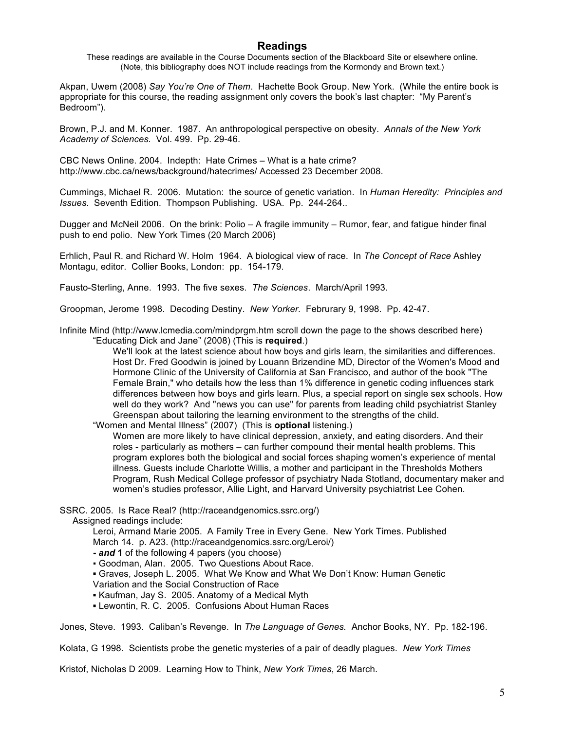## Readings

These readings are available in the Course Documents section of the Blackboard Site or elsewhere online.
(Note, this bibliography does NOT include readings from the Kormondy and Brown text.)

Akpan, Uwem (2008) *Say You're One of Them*. Hachette Book Group. New York. (While the entire book is appropriate for this course, the reading assignment only covers the book's last chapter: "My Parent's Bedroom").

Brown, P.J. and M. Konner. 1987. An anthropological perspective on obesity. *Annals of the New York Academy of Sciences.* Vol. 499. Pp. 29-46.

CBC News Online. 2004. Indepth: Hate Crimes – What is a hate crime? http://www.cbc.ca/news/background/hatecrimes/ Accessed 23 December 2008.

Cummings, Michael R. 2006. Mutation: the source of genetic variation. In *Human Heredity: Principles and Issues*. Seventh Edition. Thompson Publishing. USA. Pp. 244-264..

Dugger and McNeil 2006. On the brink: Polio – A fragile immunity – Rumor, fear, and fatigue hinder final push to end polio. New York Times (20 March 2006)

Erhlich, Paul R. and Richard W. Holm 1964. A biological view of race. In *The Concept of Race* Ashley Montagu, editor. Collier Books, London: pp. 154-179.

Fausto-Sterling, Anne. 1993. The five sexes. *The Sciences*. March/April 1993.

Groopman, Jerome 1998. Decoding Destiny. *New Yorker.* Februrary 9, 1998. Pp. 42-47.

Infinite Mind (http://www.lcmedia.com/mindprgm.htm scroll down the page to the shows described here)

- "Educating Dick and Jane" (2008) (This is **required**.)

  We'll look at the latest science about how boys and girls learn, the similarities and differences. Host Dr. Fred Goodwin is joined by Louann Brizendine MD, Director of the Women's Mood and Hormone Clinic of the University of California at San Francisco, and author of the book "The Female Brain," who details how the less than 1% difference in genetic coding influences stark differences between how boys and girls learn. Plus, a special report on single sex schools. How well do they work? And "news you can use" for parents from leading child psychiatrist Stanley Greenspan about tailoring the learning environment to the strengths of the child.

- "Women and Mental Illness" (2007) (This is **optional** listening.)

  Women are more likely to have clinical depression, anxiety, and eating disorders. And their roles - particularly as mothers – can further compound their mental health problems. This program explores both the biological and social forces shaping women's experience of mental illness. Guests include Charlotte Willis, a mother and participant in the Thresholds Mothers Program, Rush Medical College professor of psychiatry Nada Stotland, documentary maker and women's studies professor, Allie Light, and Harvard University psychiatrist Lee Cohen.

SSRC. 2005. Is Race Real? (http://raceandgenomics.ssrc.org/)

Assigned readings include:

Leroi, Armand Marie 2005. A Family Tree in Every Gene. New York Times. Published March 14. p. A23. (http://raceandgenomics.ssrc.org/Leroi/)

**- *and* 1** of the following 4 papers (you choose)

- Goodman, Alan. 2005. Two Questions About Race.
- Graves, Joseph L. 2005. What We Know and What We Don't Know: Human Genetic Variation and the Social Construction of Race
- Kaufman, Jay S. 2005. Anatomy of a Medical Myth
- Lewontin, R. C. 2005. Confusions About Human Races

Jones, Steve. 1993. Caliban's Revenge. In *The Language of Genes.* Anchor Books, NY. Pp. 182-196.

Kolata, G 1998. Scientists probe the genetic mysteries of a pair of deadly plagues. *New York Times*

Kristof, Nicholas D 2009. Learning How to Think, *New York Times*, 26 March.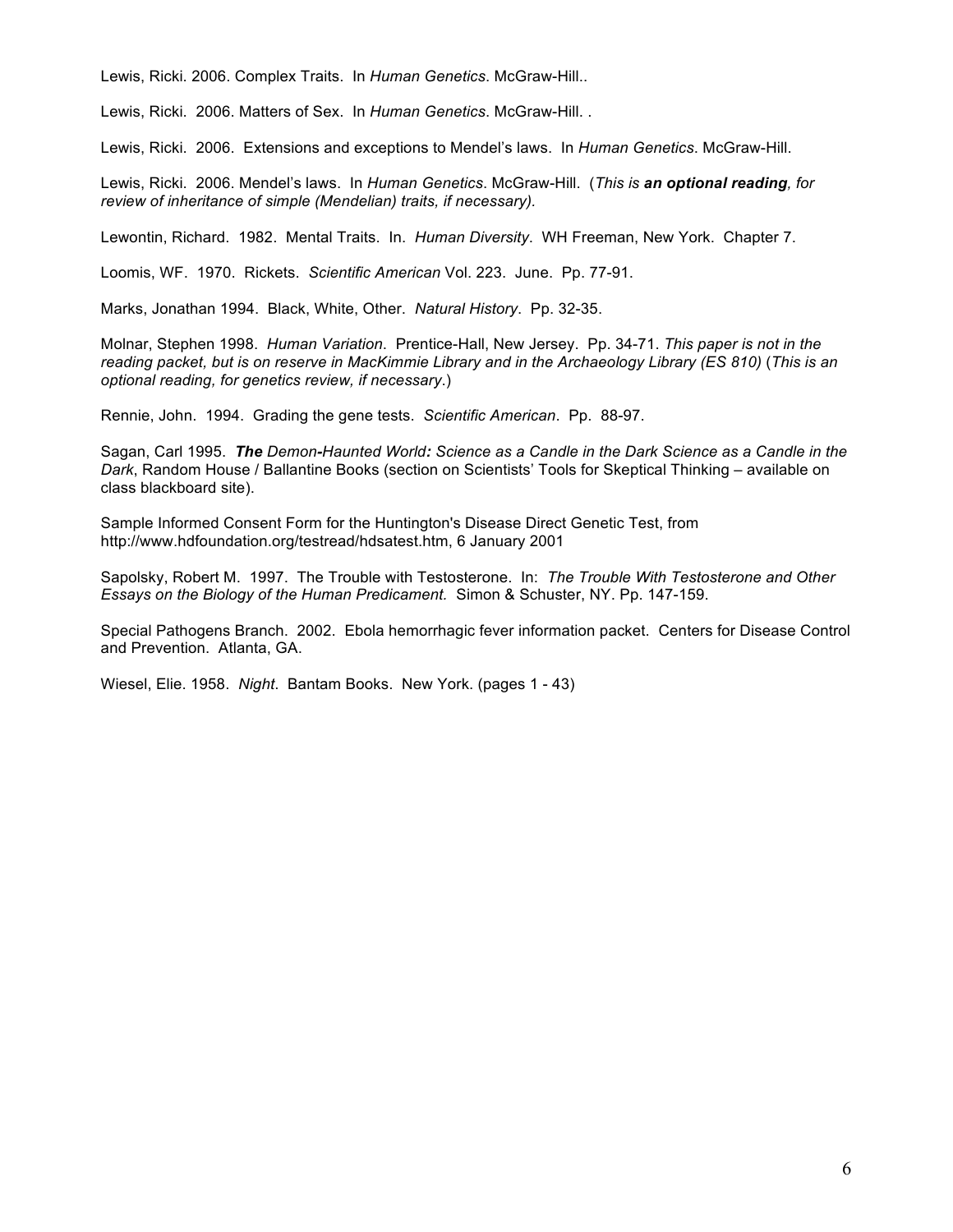Lewis, Ricki. 2006. Complex Traits. In *Human Genetics*. McGraw-Hill..

Lewis, Ricki. 2006. Matters of Sex. In *Human Genetics*. McGraw-Hill. .

Lewis, Ricki. 2006. Extensions and exceptions to Mendel's laws. In *Human Genetics*. McGraw-Hill.

Lewis, Ricki. 2006. Mendel's laws. In *Human Genetics*. McGraw-Hill. (*This is **an optional reading**, for review of inheritance of simple (Mendelian) traits, if necessary).*

Lewontin, Richard. 1982. Mental Traits. In. *Human Diversity*. WH Freeman, New York. Chapter 7.

Loomis, WF. 1970. Rickets. *Scientific American* Vol. 223. June. Pp. 77-91.

Marks, Jonathan 1994. Black, White, Other. *Natural History*. Pp. 32-35.

Molnar, Stephen 1998. *Human Variation*. Prentice-Hall, New Jersey. Pp. 34-71. *This paper is not in the reading packet, but is on reserve in MacKimmie Library and in the Archaeology Library (ES 810)* (*This is an optional reading, for genetics review, if necessary*.)

Rennie, John. 1994. Grading the gene tests. *Scientific American*. Pp. 88-97.

Sagan, Carl 1995. ***The** Demon**-**Haunted World**:** Science as a Candle in the Dark Science as a Candle in the Dark*, Random House / Ballantine Books (section on Scientists' Tools for Skeptical Thinking – available on class blackboard site).

Sample Informed Consent Form for the Huntington's Disease Direct Genetic Test, from http://www.hdfoundation.org/testread/hdsatest.htm, 6 January 2001

Sapolsky, Robert M. 1997. The Trouble with Testosterone. In: *The Trouble With Testosterone and Other Essays on the Biology of the Human Predicament.* Simon & Schuster, NY. Pp. 147-159.

Special Pathogens Branch. 2002. Ebola hemorrhagic fever information packet. Centers for Disease Control and Prevention. Atlanta, GA.

Wiesel, Elie. 1958. *Night*. Bantam Books. New York. (pages 1 - 43)